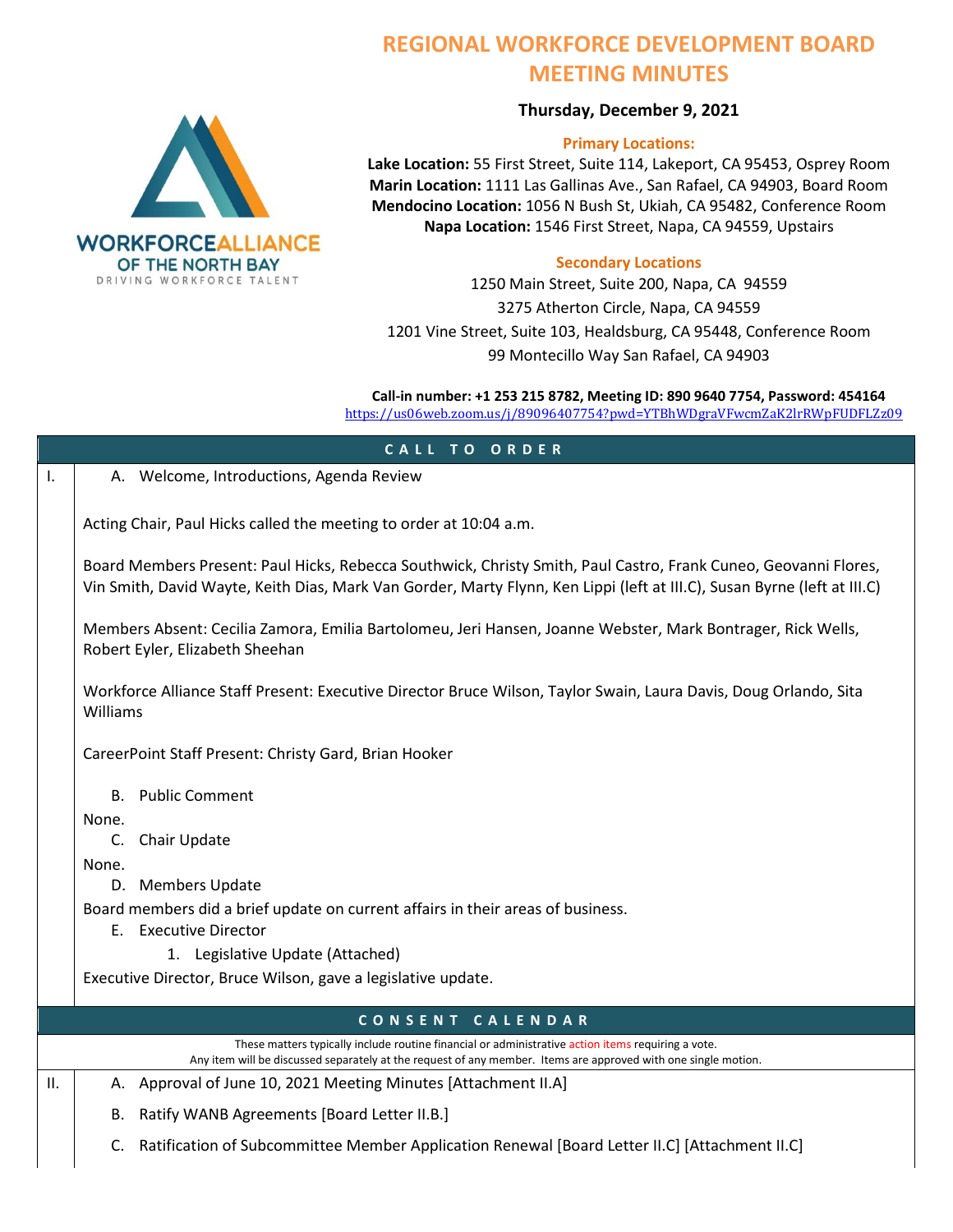# REGIONAL WORKFORCE DEVELOPMENT BOARD MEETING MINUTES

**Thursday, December 9, 2021**

**Primary Locations:**

**Lake Location:** 55 First Street, Suite 114, Lakeport, CA 95453, Osprey Room
**Marin Location:** 1111 Las Gallinas Ave., San Rafael, CA 94903, Board Room
**Mendocino Location:** 1056 N Bush St, Ukiah, CA 95482, Conference Room
**Napa Location:** 1546 First Street, Napa, CA 94559, Upstairs

**Secondary Locations**

1250 Main Street, Suite 200, Napa, CA 94559
3275 Atherton Circle, Napa, CA 94559
1201 Vine Street, Suite 103, Healdsburg, CA 95448, Conference Room
99 Montecillo Way San Rafael, CA 94903

**Call-in number: +1 253 215 8782, Meeting ID: 890 9640 7754, Password: 454164**
https://us06web.zoom.us/j/89096407754?pwd=YTBhWDgraVFwcmZaK2lrRWpFUDFLZz09

## CALL TO ORDER

I. A. Welcome, Introductions, Agenda Review

Acting Chair, Paul Hicks called the meeting to order at 10:04 a.m.

Board Members Present: Paul Hicks, Rebecca Southwick, Christy Smith, Paul Castro, Frank Cuneo, Geovanni Flores, Vin Smith, David Wayte, Keith Dias, Mark Van Gorder, Marty Flynn, Ken Lippi (left at III.C), Susan Byrne (left at III.C)

Members Absent: Cecilia Zamora, Emilia Bartolomeu, Jeri Hansen, Joanne Webster, Mark Bontrager, Rick Wells, Robert Eyler, Elizabeth Sheehan

Workforce Alliance Staff Present: Executive Director Bruce Wilson, Taylor Swain, Laura Davis, Doug Orlando, Sita Williams

CareerPoint Staff Present: Christy Gard, Brian Hooker

B. Public Comment

None.

C. Chair Update

None.

D. Members Update

Board members did a brief update on current affairs in their areas of business.

E. Executive Director

1. Legislative Update (Attached)

Executive Director, Bruce Wilson, gave a legislative update.

## CONSENT CALENDAR

These matters typically include routine financial or administrative action items requiring a vote.
Any item will be discussed separately at the request of any member. Items are approved with one single motion.

II. A. Approval of June 10, 2021 Meeting Minutes [Attachment II.A]

B. Ratify WANB Agreements [Board Letter II.B.]

C. Ratification of Subcommittee Member Application Renewal [Board Letter II.C] [Attachment II.C]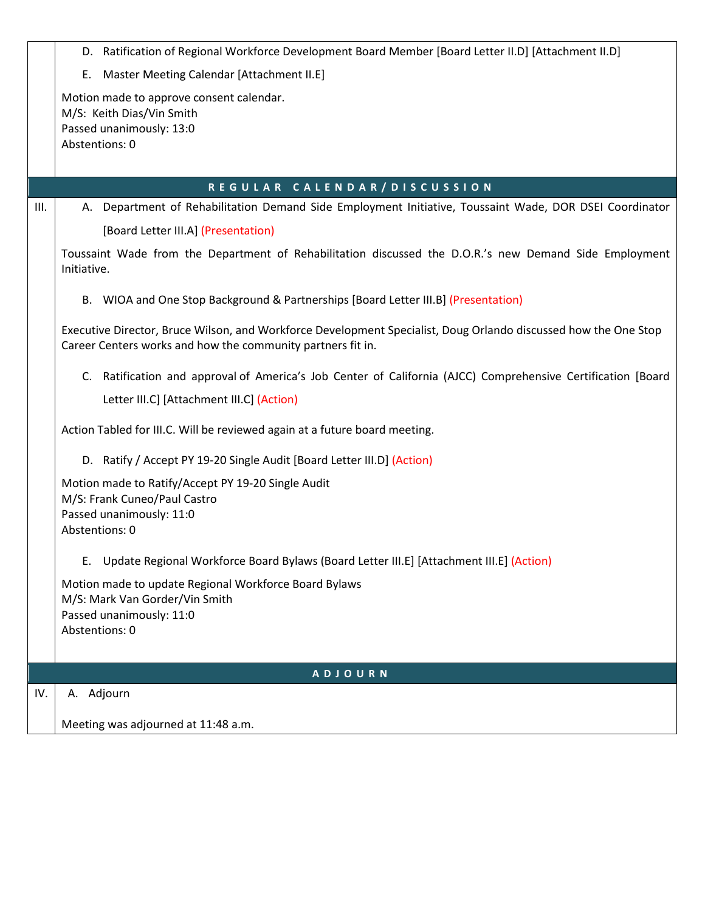D. Ratification of Regional Workforce Development Board Member [Board Letter II.D] [Attachment II.D]

E. Master Meeting Calendar [Attachment II.E]

Motion made to approve consent calendar.
M/S: Keith Dias/Vin Smith
Passed unanimously: 13:0
Abstentions: 0

## REGULAR CALENDAR/DISCUSSION

III.

A. Department of Rehabilitation Demand Side Employment Initiative, Toussaint Wade, DOR DSEI Coordinator [Board Letter III.A] (Presentation)

Toussaint Wade from the Department of Rehabilitation discussed the D.O.R.'s new Demand Side Employment Initiative.

B. WIOA and One Stop Background & Partnerships [Board Letter III.B] (Presentation)

Executive Director, Bruce Wilson, and Workforce Development Specialist, Doug Orlando discussed how the One Stop Career Centers works and how the community partners fit in.

C. Ratification and approval of America's Job Center of California (AJCC) Comprehensive Certification [Board Letter III.C] [Attachment III.C] (Action)

Action Tabled for III.C. Will be reviewed again at a future board meeting.

D. Ratify / Accept PY 19-20 Single Audit [Board Letter III.D] (Action)

Motion made to Ratify/Accept PY 19-20 Single Audit
M/S: Frank Cuneo/Paul Castro
Passed unanimously: 11:0
Abstentions: 0

E. Update Regional Workforce Board Bylaws (Board Letter III.E] [Attachment III.E] (Action)

Motion made to update Regional Workforce Board Bylaws
M/S: Mark Van Gorder/Vin Smith
Passed unanimously: 11:0
Abstentions: 0

## ADJOURN

IV.

A. Adjourn

Meeting was adjourned at 11:48 a.m.